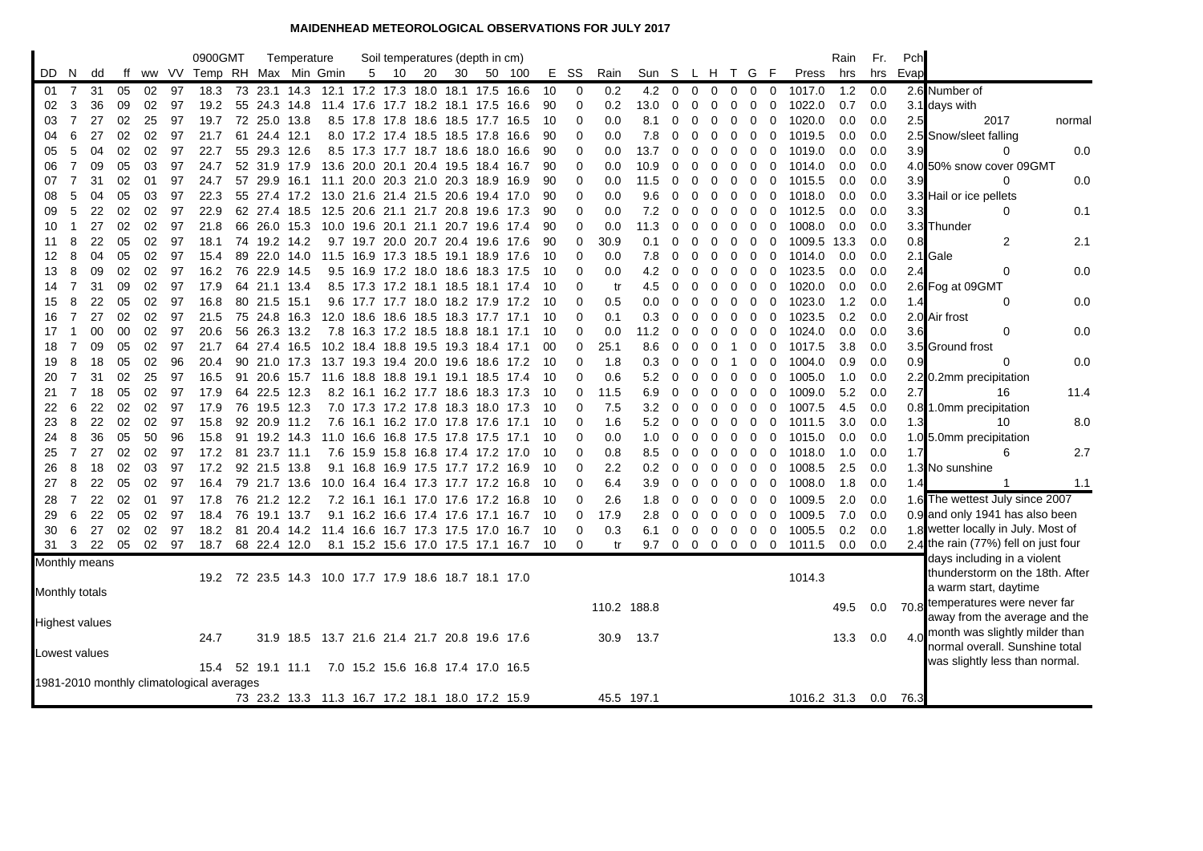# MAIDENHEAD METEOROLOGICAL OBSERVATIONS FOR JULY 2017

| DD | N | dd | ff | ww | VV | 0900GMT Temp | RH | Temperature Max | Min | Gmin | Soil temperatures (depth in cm) 5 | 10 | 20 | 30 | 50 | 100 | E | SS | Rain | Sun | S | L | H | T | G | F | Press | Rain hrs | Fr. hrs | Pch Evap |
|---|---|---|---|---|---|---|---|---|---|---|---|---|---|---|---|---|---|---|---|---|---|---|---|---|---|---|---|---|---|---|
| 01 | 7 | 31 | 05 | 02 | 97 | 18.3 | 73 | 23.1 | 14.3 | 12.1 | 17.2 | 17.3 | 18.0 | 18.1 | 17.5 | 16.6 | 10 | 0 | 0.2 | 4.2 | 0 | 0 | 0 | 0 | 0 | 0 | 1017.0 | 1.2 | 0.0 | 2.6 |
| 02 | 3 | 36 | 09 | 02 | 97 | 19.2 | 55 | 24.3 | 14.8 | 11.4 | 17.6 | 17.7 | 18.2 | 18.1 | 17.5 | 16.6 | 90 | 0 | 0.2 | 13.0 | 0 | 0 | 0 | 0 | 0 | 0 | 1022.0 | 0.7 | 0.0 | 3.1 |
| 03 | 7 | 27 | 02 | 25 | 97 | 19.7 | 72 | 25.0 | 13.8 | 8.5 | 17.8 | 17.8 | 18.6 | 18.5 | 17.7 | 16.5 | 10 | 0 | 0.0 | 8.1 | 0 | 0 | 0 | 0 | 0 | 0 | 1020.0 | 0.0 | 0.0 | 2.5 |
| 04 | 6 | 27 | 02 | 02 | 97 | 21.7 | 61 | 24.4 | 12.1 | 8.0 | 17.2 | 17.4 | 18.5 | 18.5 | 17.8 | 16.6 | 90 | 0 | 0.0 | 7.8 | 0 | 0 | 0 | 0 | 0 | 0 | 1019.5 | 0.0 | 0.0 | 2.5 |
| 05 | 5 | 04 | 02 | 02 | 97 | 22.7 | 55 | 29.3 | 12.6 | 8.5 | 17.3 | 17.7 | 18.7 | 18.6 | 18.0 | 16.6 | 90 | 0 | 0.0 | 13.7 | 0 | 0 | 0 | 0 | 0 | 0 | 1019.0 | 0.0 | 0.0 | 3.9 |
| 06 | 7 | 09 | 05 | 03 | 97 | 24.7 | 52 | 31.9 | 17.9 | 13.6 | 20.0 | 20.1 | 20.4 | 19.5 | 18.4 | 16.7 | 90 | 0 | 0.0 | 10.9 | 0 | 0 | 0 | 0 | 0 | 0 | 1014.0 | 0.0 | 0.0 | 4.0 |
| 07 | 7 | 31 | 02 | 01 | 97 | 24.7 | 57 | 29.9 | 16.1 | 11.1 | 20.0 | 20.3 | 21.0 | 20.3 | 18.9 | 16.9 | 90 | 0 | 0.0 | 11.5 | 0 | 0 | 0 | 0 | 0 | 0 | 1015.5 | 0.0 | 0.0 | 3.9 |
| 08 | 5 | 04 | 05 | 03 | 97 | 22.3 | 55 | 27.4 | 17.2 | 13.0 | 21.6 | 21.4 | 21.5 | 20.6 | 19.4 | 17.0 | 90 | 0 | 0.0 | 9.6 | 0 | 0 | 0 | 0 | 0 | 0 | 1018.0 | 0.0 | 0.0 | 3.3 |
| 09 | 5 | 22 | 02 | 02 | 97 | 22.9 | 62 | 27.4 | 18.5 | 12.5 | 20.6 | 21.1 | 21.7 | 20.8 | 19.6 | 17.3 | 90 | 0 | 0.0 | 7.2 | 0 | 0 | 0 | 0 | 0 | 0 | 1012.5 | 0.0 | 0.0 | 3.3 |
| 10 | 1 | 27 | 02 | 02 | 97 | 21.8 | 66 | 26.0 | 15.3 | 10.0 | 19.6 | 20.1 | 21.1 | 20.7 | 19.6 | 17.4 | 90 | 0 | 0.0 | 11.3 | 0 | 0 | 0 | 0 | 0 | 0 | 1008.0 | 0.0 | 0.0 | 3.3 |
| 11 | 8 | 22 | 05 | 02 | 97 | 18.1 | 74 | 19.2 | 14.2 | 9.7 | 19.7 | 20.0 | 20.7 | 20.4 | 19.6 | 17.6 | 90 | 0 | 30.9 | 0.1 | 0 | 0 | 0 | 0 | 0 | 0 | 1009.5 | 13.3 | 0.0 | 0.8 |
| 12 | 8 | 04 | 05 | 02 | 97 | 15.4 | 89 | 22.0 | 14.0 | 11.5 | 16.9 | 17.3 | 18.5 | 19.1 | 18.9 | 17.6 | 10 | 0 | 0.0 | 7.8 | 0 | 0 | 0 | 0 | 0 | 0 | 1014.0 | 0.0 | 0.0 | 2.1 |
| 13 | 8 | 09 | 02 | 02 | 97 | 16.2 | 76 | 22.9 | 14.5 | 9.5 | 16.9 | 17.2 | 18.0 | 18.6 | 18.3 | 17.5 | 10 | 0 | 0.0 | 4.2 | 0 | 0 | 0 | 0 | 0 | 0 | 1023.5 | 0.0 | 0.0 | 2.4 |
| 14 | 7 | 31 | 09 | 02 | 97 | 17.9 | 64 | 21.1 | 13.4 | 8.5 | 17.3 | 17.2 | 18.1 | 18.5 | 18.1 | 17.4 | 10 | 0 | tr | 4.5 | 0 | 0 | 0 | 0 | 0 | 0 | 1020.0 | 0.0 | 0.0 | 2.6 |
| 15 | 8 | 22 | 05 | 02 | 97 | 16.8 | 80 | 21.5 | 15.1 | 9.6 | 17.7 | 17.7 | 18.0 | 18.2 | 17.9 | 17.2 | 10 | 0 | 0.5 | 0.0 | 0 | 0 | 0 | 0 | 0 | 0 | 1023.0 | 1.2 | 0.0 | 1.4 |
| 16 | 7 | 27 | 02 | 02 | 97 | 21.5 | 75 | 24.8 | 16.3 | 12.0 | 18.6 | 18.6 | 18.5 | 18.3 | 17.7 | 17.1 | 10 | 0 | 0.1 | 0.3 | 0 | 0 | 0 | 0 | 0 | 0 | 1023.5 | 0.2 | 0.0 | 2.0 |
| 17 | 1 | 00 | 00 | 02 | 97 | 20.6 | 56 | 26.3 | 13.2 | 7.8 | 16.3 | 17.2 | 18.5 | 18.8 | 18.1 | 17.1 | 10 | 0 | 0.0 | 11.2 | 0 | 0 | 0 | 0 | 0 | 0 | 1024.0 | 0.0 | 0.0 | 3.6 |
| 18 | 7 | 09 | 05 | 02 | 97 | 21.7 | 64 | 27.4 | 16.5 | 10.2 | 18.4 | 18.8 | 19.5 | 19.3 | 18.4 | 17.1 | 00 | 0 | 25.1 | 8.6 | 0 | 0 | 0 | 1 | 0 | 0 | 1017.5 | 3.8 | 0.0 | 3.5 |
| 19 | 8 | 18 | 05 | 02 | 96 | 20.4 | 90 | 21.0 | 17.3 | 13.7 | 19.3 | 19.4 | 20.0 | 19.6 | 18.6 | 17.2 | 10 | 0 | 1.8 | 0.3 | 0 | 0 | 0 | 1 | 0 | 0 | 1004.0 | 0.9 | 0.0 | 0.9 |
| 20 | 7 | 31 | 02 | 25 | 97 | 16.5 | 91 | 20.6 | 15.7 | 11.6 | 18.8 | 18.8 | 19.1 | 19.1 | 18.5 | 17.4 | 10 | 0 | 0.6 | 5.2 | 0 | 0 | 0 | 0 | 0 | 0 | 1005.0 | 1.0 | 0.0 | 2.2 |
| 21 | 7 | 18 | 05 | 02 | 97 | 17.9 | 64 | 22.5 | 12.3 | 8.2 | 16.1 | 16.2 | 17.7 | 18.6 | 18.3 | 17.3 | 10 | 0 | 11.5 | 6.9 | 0 | 0 | 0 | 0 | 0 | 0 | 1009.0 | 5.2 | 0.0 | 2.7 |
| 22 | 6 | 22 | 02 | 02 | 97 | 17.9 | 76 | 19.5 | 12.3 | 7.0 | 17.3 | 17.2 | 17.8 | 18.3 | 18.0 | 17.3 | 10 | 0 | 7.5 | 3.2 | 0 | 0 | 0 | 0 | 0 | 0 | 1007.5 | 4.5 | 0.0 | 0.8 |
| 23 | 8 | 22 | 02 | 02 | 97 | 15.8 | 92 | 20.9 | 11.2 | 7.6 | 16.1 | 16.2 | 17.0 | 17.8 | 17.6 | 17.1 | 10 | 0 | 1.6 | 5.2 | 0 | 0 | 0 | 0 | 0 | 0 | 1011.5 | 3.0 | 0.0 | 1.3 |
| 24 | 8 | 36 | 05 | 50 | 96 | 15.8 | 91 | 19.2 | 14.3 | 11.0 | 16.6 | 16.8 | 17.5 | 17.8 | 17.5 | 17.1 | 10 | 0 | 0.0 | 1.0 | 0 | 0 | 0 | 0 | 0 | 0 | 1015.0 | 0.0 | 0.0 | 1.0 |
| 25 | 7 | 27 | 02 | 02 | 97 | 17.2 | 81 | 23.7 | 11.1 | 7.6 | 15.9 | 15.8 | 16.8 | 17.4 | 17.2 | 17.0 | 10 | 0 | 0.8 | 8.5 | 0 | 0 | 0 | 0 | 0 | 0 | 1018.0 | 1.0 | 0.0 | 1.7 |
| 26 | 8 | 18 | 02 | 03 | 97 | 17.2 | 92 | 21.5 | 13.8 | 9.1 | 16.8 | 16.9 | 17.5 | 17.7 | 17.2 | 16.9 | 10 | 0 | 2.2 | 0.2 | 0 | 0 | 0 | 0 | 0 | 0 | 1008.5 | 2.5 | 0.0 | 1.3 |
| 27 | 8 | 22 | 05 | 02 | 97 | 16.4 | 79 | 21.7 | 13.6 | 10.0 | 16.4 | 16.4 | 17.3 | 17.7 | 17.2 | 16.8 | 10 | 0 | 6.4 | 3.9 | 0 | 0 | 0 | 0 | 0 | 0 | 1008.0 | 1.8 | 0.0 | 1.4 |
| 28 | 7 | 22 | 02 | 01 | 97 | 17.8 | 76 | 21.2 | 12.2 | 7.2 | 16.1 | 16.1 | 17.0 | 17.6 | 17.2 | 16.8 | 10 | 0 | 2.6 | 1.8 | 0 | 0 | 0 | 0 | 0 | 0 | 1009.5 | 2.0 | 0.0 | 1.6 |
| 29 | 6 | 22 | 05 | 02 | 97 | 18.4 | 76 | 19.1 | 13.7 | 9.1 | 16.2 | 16.6 | 17.4 | 17.6 | 17.1 | 16.7 | 10 | 0 | 17.9 | 2.8 | 0 | 0 | 0 | 0 | 0 | 0 | 1009.5 | 7.0 | 0.0 | 0.9 |
| 30 | 6 | 27 | 02 | 02 | 97 | 18.2 | 81 | 20.4 | 14.2 | 11.4 | 16.6 | 16.7 | 17.3 | 17.5 | 17.0 | 16.7 | 10 | 0 | 0.3 | 6.1 | 0 | 0 | 0 | 0 | 0 | 0 | 1005.5 | 0.2 | 0.0 | 1.8 |
| 31 | 3 | 22 | 05 | 02 | 97 | 18.7 | 68 | 22.4 | 12.0 | 8.1 | 15.2 | 15.6 | 17.0 | 17.5 | 17.1 | 16.7 | 10 | 0 | tr | 9.7 | 0 | 0 | 0 | 0 | 0 | 0 | 1011.5 | 0.0 | 0.0 | 2.4 |
| Monthly means | | | | | | 19.2 | 72 | 23.5 | 14.3 | 10.0 | 17.7 | 17.9 | 18.6 | 18.7 | 18.1 | 17.0 | | | | | | | | | | | 1014.3 | | | |
| Monthly totals | | | | | | | | | | | | | | | | | | | 110.2 | 188.8 | | | | | | | | 49.5 | 0.0 | 70.8 |
| Highest values | | | | | | 24.7 | | 31.9 | 18.5 | 13.7 | 21.6 | 21.4 | 21.7 | 20.8 | 19.6 | 17.6 | | | 30.9 | 13.7 | | | | | | | | 13.3 | 0.0 | 4.0 |
| Lowest values | | | | | | 15.4 | 52 | 19.1 | 11.1 | 7.0 | 15.2 | 15.6 | 16.8 | 17.4 | 17.0 | 16.5 | | | | | | | | | | | | | | |
| 1981-2010 monthly climatological averages | | | | | | | 73 | 23.2 | 13.3 | 11.3 | 16.7 | 17.2 | 18.1 | 18.0 | 17.2 | 15.9 | | | 45.5 | 197.1 | | | | | | | 1016.2 | 31.3 | 0.0 | 76.3 |

Number of days with

| | 2017 | normal |
|---|---|---|
| Snow/sleet falling | 0 | 0.0 |
| 50% snow cover 09GMT | 0 | 0.0 |
| Hail or ice pellets | 0 | 0.1 |
| Thunder | 2 | 2.1 |
| Gale | 0 | 0.0 |
| Fog at 09GMT | 0 | 0.0 |
| Air frost | 0 | 0.0 |
| Ground frost | 0 | 0.0 |
| 0.2mm precipitation | 16 | 11.4 |
| 1.0mm precipitation | 10 | 8.0 |
| 5.0mm precipitation | 6 | 2.7 |
| No sunshine | 1 | 1.1 |

The wettest July since 2007 and only 1941 has also been wetter locally in July. Most of the rain (77%) fell on just four days including in a violent thunderstorm on the 18th. After a warm start, daytime temperatures were never far away from the average and the month was slightly milder than normal overall. Sunshine total was slightly less than normal.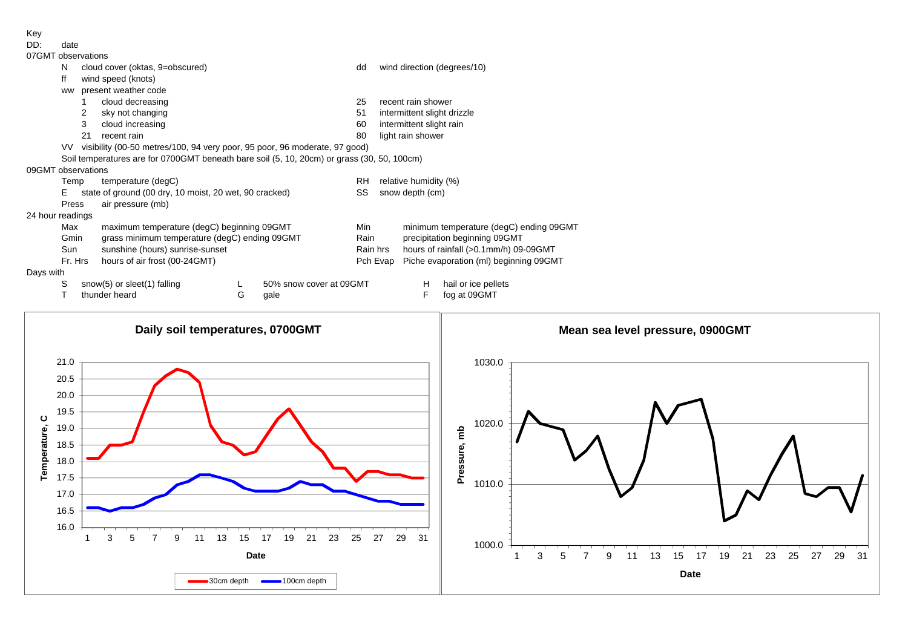Key

DD: date

07GMT observations

- N cloud cover (oktas, 9=obscured)
- dd wind direction (degrees/10)
- ff wind speed (knots)
- ww present weather code
  - 1 cloud decreasing
  - 2 sky not changing
  - 3 cloud increasing
  - 21 recent rain
  - 25 recent rain shower
  - 51 intermittent slight drizzle
  - 60 intermittent slight rain
  - 80 light rain shower
- VV visibility (00-50 metres/100, 94 very poor, 95 poor, 96 moderate, 97 good)
- Soil temperatures are for 0700GMT beneath bare soil (5, 10, 20cm) or grass (30, 50, 100cm)

09GMT observations

- Temp temperature (degC)
- RH relative humidity (%)
- E state of ground (00 dry, 10 moist, 20 wet, 90 cracked)
- SS snow depth (cm)
- Press air pressure (mb)

24 hour readings

- Max maximum temperature (degC) beginning 09GMT
- Min minimum temperature (degC) ending 09GMT
- Gmin grass minimum temperature (degC) ending 09GMT
- Rain precipitation beginning 09GMT
- Sun sunshine (hours) sunrise-sunset
- Rain hrs hours of rainfall (>0.1mm/h) 09-09GMT
- Fr. Hrs hours of air frost (00-24GMT)
- Pch Evap Piche evaporation (ml) beginning 09GMT

Days with

- S snow(5) or sleet(1) falling
- L 50% snow cover at 09GMT
- H hail or ice pellets
- T thunder heard
- G gale
- F fog at 09GMT

**Daily soil temperatures, 0700GMT**

**Mean sea level pressure, 0900GMT**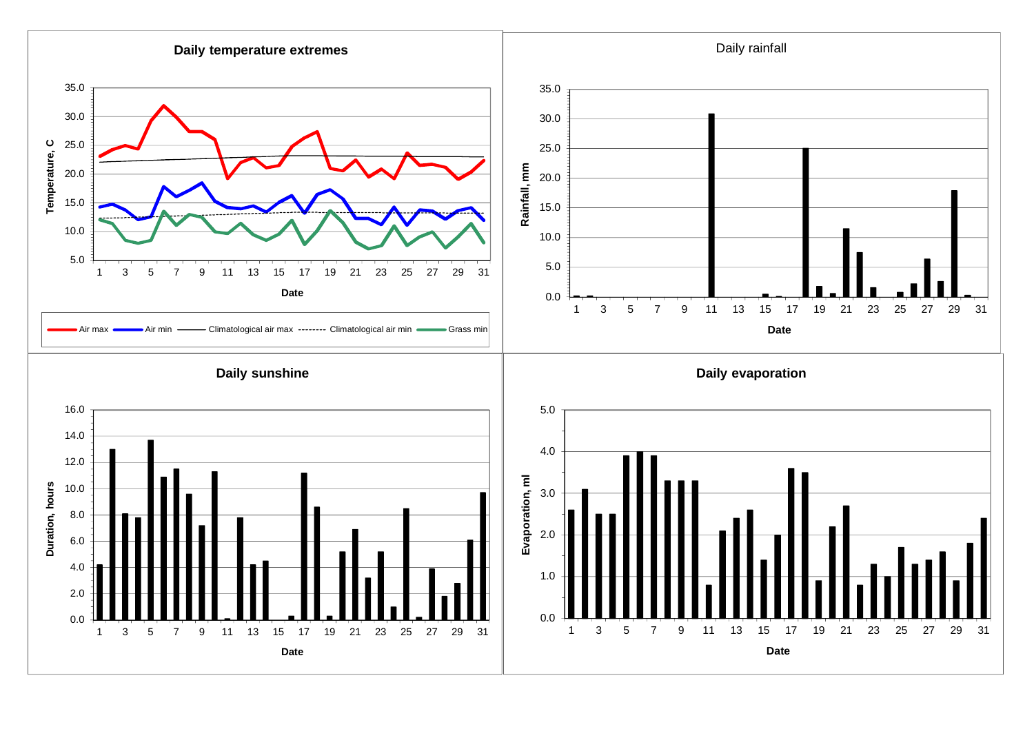## Daily temperature extremes

Temperature, C

35.0
30.0
25.0
20.0
15.0
10.0
5.0

1 3 5 7 9 11 13 15 17 19 21 23 25 27 29 31

Date

Air max — Air min — Climatological air max — Climatological air min — Grass min

## Daily rainfall

Rainfall, mm

35.0
30.0
25.0
20.0
15.0
10.0
5.0
0.0

1 3 5 7 9 11 13 15 17 19 21 23 25 27 29 31

Date

## Daily sunshine

Duration, hours

16.0
14.0
12.0
10.0
8.0
6.0
4.0
2.0
0.0

1 3 5 7 9 11 13 15 17 19 21 23 25 27 29 31

Date

## Daily evaporation

Evaporation, ml

5.0
4.0
3.0
2.0
1.0
0.0

1 3 5 7 9 11 13 15 17 19 21 23 25 27 29 31

Date